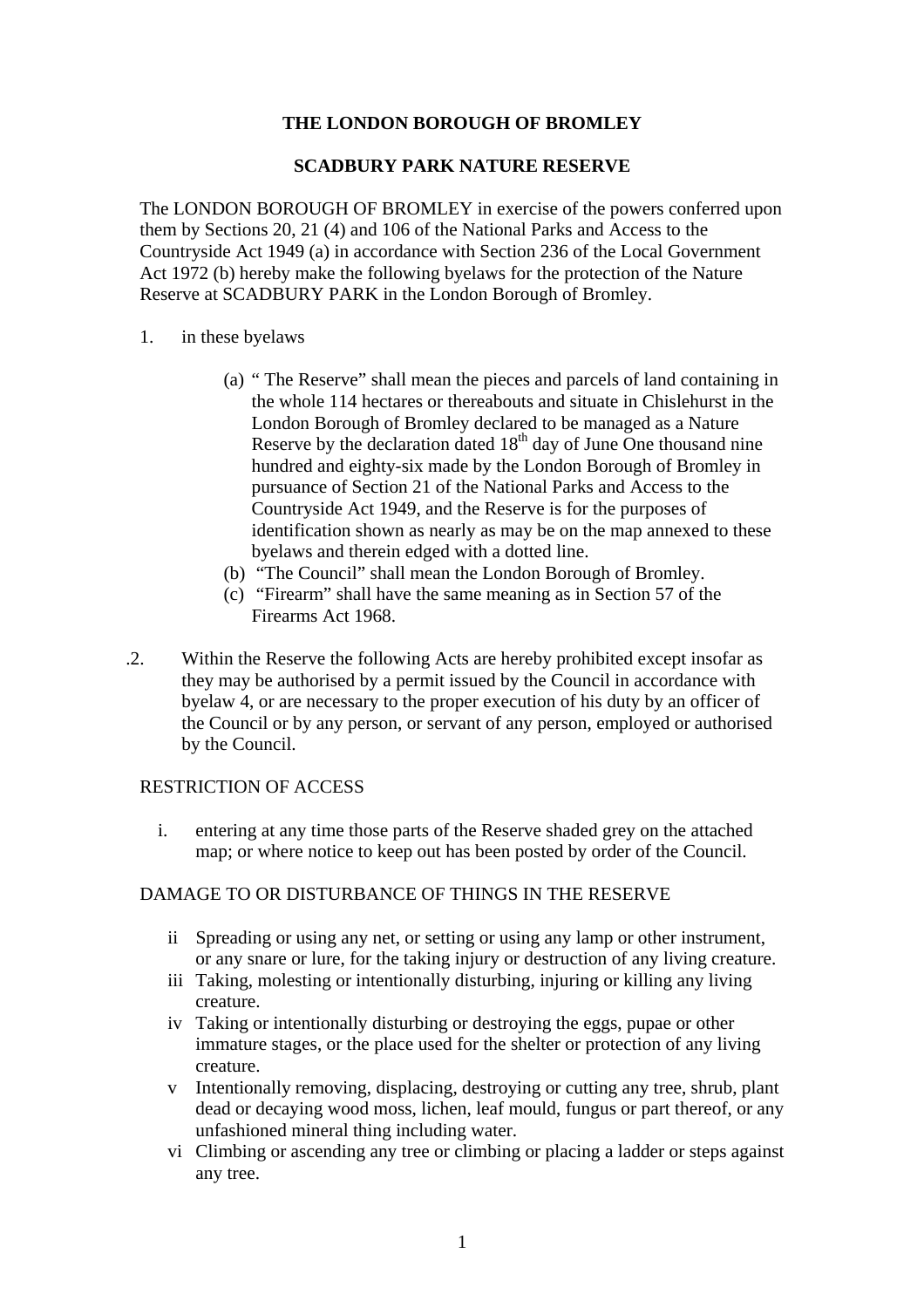# THE LONDON BOROUGH OF BROMLEY

## SCADBURY PARK NATURE RESERVE

The LONDON BOROUGH OF BROMLEY in exercise of the powers conferred upon them by Sections 20, 21 (4) and 106 of the National Parks and Access to the Countryside Act 1949 (a) in accordance with Section 236 of the Local Government Act 1972 (b) hereby make the following byelaws for the protection of the Nature Reserve at SCADBURY PARK in the London Borough of Bromley.

1. in these byelaws

   (a) " The Reserve" shall mean the pieces and parcels of land containing in the whole 114 hectares or thereabouts and situate in Chislehurst in the London Borough of Bromley declared to be managed as a Nature Reserve by the declaration dated 18th day of June One thousand nine hundred and eighty-six made by the London Borough of Bromley in pursuance of Section 21 of the National Parks and Access to the Countryside Act 1949, and the Reserve is for the purposes of identification shown as nearly as may be on the map annexed to these byelaws and therein edged with a dotted line.

   (b) "The Council" shall mean the London Borough of Bromley.

   (c) "Firearm" shall have the same meaning as in Section 57 of the Firearms Act 1968.

.2. Within the Reserve the following Acts are hereby prohibited except insofar as they may be authorised by a permit issued by the Council in accordance with byelaw 4, or are necessary to the proper execution of his duty by an officer of the Council or by any person, or servant of any person, employed or authorised by the Council.

RESTRICTION OF ACCESS

i. entering at any time those parts of the Reserve shaded grey on the attached map; or where notice to keep out has been posted by order of the Council.

DAMAGE TO OR DISTURBANCE OF THINGS IN THE RESERVE

ii Spreading or using any net, or setting or using any lamp or other instrument, or any snare or lure, for the taking injury or destruction of any living creature.

iii Taking, molesting or intentionally disturbing, injuring or killing any living creature.

iv Taking or intentionally disturbing or destroying the eggs, pupae or other immature stages, or the place used for the shelter or protection of any living creature.

v Intentionally removing, displacing, destroying or cutting any tree, shrub, plant dead or decaying wood moss, lichen, leaf mould, fungus or part thereof, or any unfashioned mineral thing including water.

vi Climbing or ascending any tree or climbing or placing a ladder or steps against any tree.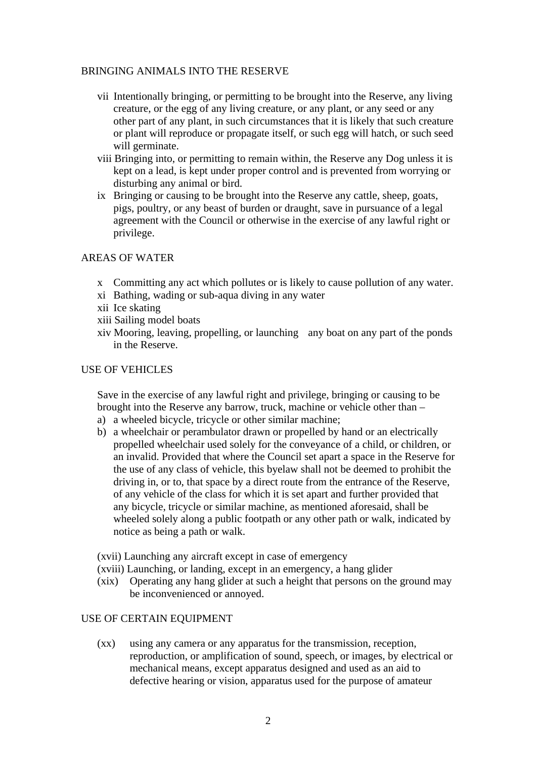BRINGING ANIMALS INTO THE RESERVE

vii Intentionally bringing, or permitting to be brought into the Reserve, any living creature, or the egg of any living creature, or any plant, or any seed or any other part of any plant, in such circumstances that it is likely that such creature or plant will reproduce or propagate itself, or such egg will hatch, or such seed will germinate.

viii Bringing into, or permitting to remain within, the Reserve any Dog unless it is kept on a lead, is kept under proper control and is prevented from worrying or disturbing any animal or bird.

ix Bringing or causing to be brought into the Reserve any cattle, sheep, goats, pigs, poultry, or any beast of burden or draught, save in pursuance of a legal agreement with the Council or otherwise in the exercise of any lawful right or privilege.

AREAS OF WATER

x Committing any act which pollutes or is likely to cause pollution of any water.

xi Bathing, wading or sub-aqua diving in any water

xii Ice skating

xiii Sailing model boats

xiv Mooring, leaving, propelling, or launching any boat on any part of the ponds in the Reserve.

USE OF VEHICLES

Save in the exercise of any lawful right and privilege, bringing or causing to be brought into the Reserve any barrow, truck, machine or vehicle other than –

a) a wheeled bicycle, tricycle or other similar machine;
b) a wheelchair or perambulator drawn or propelled by hand or an electrically propelled wheelchair used solely for the conveyance of a child, or children, or an invalid. Provided that where the Council set apart a space in the Reserve for the use of any class of vehicle, this byelaw shall not be deemed to prohibit the driving in, or to, that space by a direct route from the entrance of the Reserve, of any vehicle of the class for which it is set apart and further provided that any bicycle, tricycle or similar machine, as mentioned aforesaid, shall be wheeled solely along a public footpath or any other path or walk, indicated by notice as being a path or walk.

(xvii) Launching any aircraft except in case of emergency

(xviii) Launching, or landing, except in an emergency, a hang glider

(xix) Operating any hang glider at such a height that persons on the ground may be inconvenienced or annoyed.

USE OF CERTAIN EQUIPMENT

(xx) using any camera or any apparatus for the transmission, reception, reproduction, or amplification of sound, speech, or images, by electrical or mechanical means, except apparatus designed and used as an aid to defective hearing or vision, apparatus used for the purpose of amateur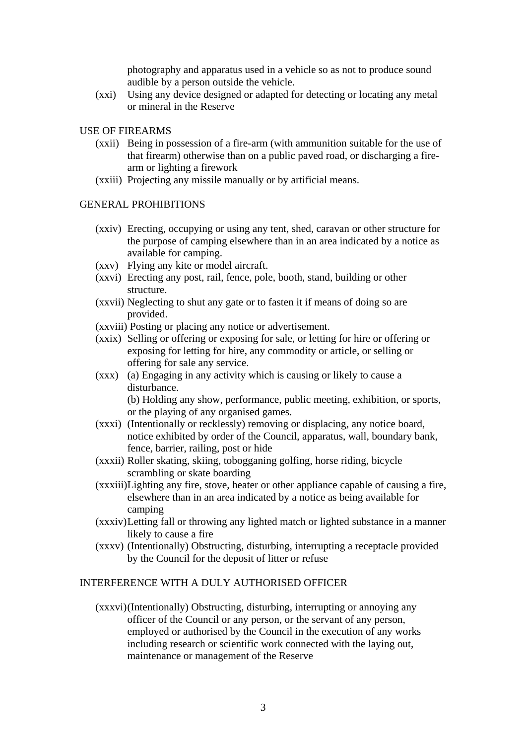photography and apparatus used in a vehicle so as not to produce sound audible by a person outside the vehicle.

(xxi) Using any device designed or adapted for detecting or locating any metal or mineral in the Reserve

USE OF FIREARMS

(xxii) Being in possession of a fire-arm (with ammunition suitable for the use of that firearm) otherwise than on a public paved road, or discharging a fire-arm or lighting a firework

(xxiii) Projecting any missile manually or by artificial means.

GENERAL PROHIBITIONS

(xxiv) Erecting, occupying or using any tent, shed, caravan or other structure for the purpose of camping elsewhere than in an area indicated by a notice as available for camping.

(xxv) Flying any kite or model aircraft.

(xxvi) Erecting any post, rail, fence, pole, booth, stand, building or other structure.

(xxvii) Neglecting to shut any gate or to fasten it if means of doing so are provided.

(xxviii) Posting or placing any notice or advertisement.

(xxix) Selling or offering or exposing for sale, or letting for hire or offering or exposing for letting for hire, any commodity or article, or selling or offering for sale any service.

(xxx) (a) Engaging in any activity which is causing or likely to cause a disturbance.
(b) Holding any show, performance, public meeting, exhibition, or sports, or the playing of any organised games.

(xxxi) (Intentionally or recklessly) removing or displacing, any notice board, notice exhibited by order of the Council, apparatus, wall, boundary bank, fence, barrier, railing, post or hide

(xxxii) Roller skating, skiing, tobogganing golfing, horse riding, bicycle scrambling or skate boarding

(xxxiii) Lighting any fire, stove, heater or other appliance capable of causing a fire, elsewhere than in an area indicated by a notice as being available for camping

(xxxiv) Letting fall or throwing any lighted match or lighted substance in a manner likely to cause a fire

(xxxv) (Intentionally) Obstructing, disturbing, interrupting a receptacle provided by the Council for the deposit of litter or refuse

INTERFERENCE WITH A DULY AUTHORISED OFFICER

(xxxvi) (Intentionally) Obstructing, disturbing, interrupting or annoying any officer of the Council or any person, or the servant of any person, employed or authorised by the Council in the execution of any works including research or scientific work connected with the laying out, maintenance or management of the Reserve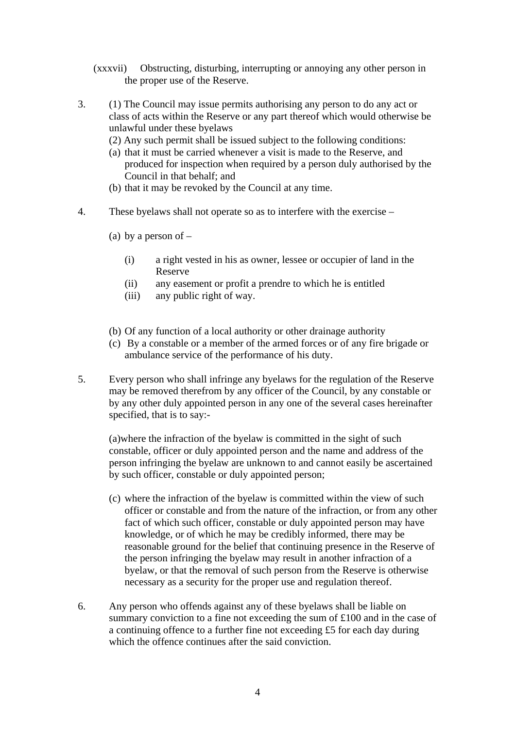(xxxvii) Obstructing, disturbing, interrupting or annoying any other person in the proper use of the Reserve.

3. (1) The Council may issue permits authorising any person to do any act or class of acts within the Reserve or any part thereof which would otherwise be unlawful under these byelaws

   (2) Any such permit shall be issued subject to the following conditions:

   (a) that it must be carried whenever a visit is made to the Reserve, and produced for inspection when required by a person duly authorised by the Council in that behalf; and

   (b) that it may be revoked by the Council at any time.

4. These byelaws shall not operate so as to interfere with the exercise –

   (a) by a person of –

      (i) a right vested in his as owner, lessee or occupier of land in the Reserve

      (ii) any easement or profit a prendre to which he is entitled

      (iii) any public right of way.

   (b) Of any function of a local authority or other drainage authority

   (c) By a constable or a member of the armed forces or of any fire brigade or ambulance service of the performance of his duty.

5. Every person who shall infringe any byelaws for the regulation of the Reserve may be removed therefrom by any officer of the Council, by any constable or by any other duly appointed person in any one of the several cases hereinafter specified, that is to say:-

   (a)where the infraction of the byelaw is committed in the sight of such constable, officer or duly appointed person and the name and address of the person infringing the byelaw are unknown to and cannot easily be ascertained by such officer, constable or duly appointed person;

   (c) where the infraction of the byelaw is committed within the view of such officer or constable and from the nature of the infraction, or from any other fact of which such officer, constable or duly appointed person may have knowledge, or of which he may be credibly informed, there may be reasonable ground for the belief that continuing presence in the Reserve of the person infringing the byelaw may result in another infraction of a byelaw, or that the removal of such person from the Reserve is otherwise necessary as a security for the proper use and regulation thereof.

6. Any person who offends against any of these byelaws shall be liable on summary conviction to a fine not exceeding the sum of £100 and in the case of a continuing offence to a further fine not exceeding £5 for each day during which the offence continues after the said conviction.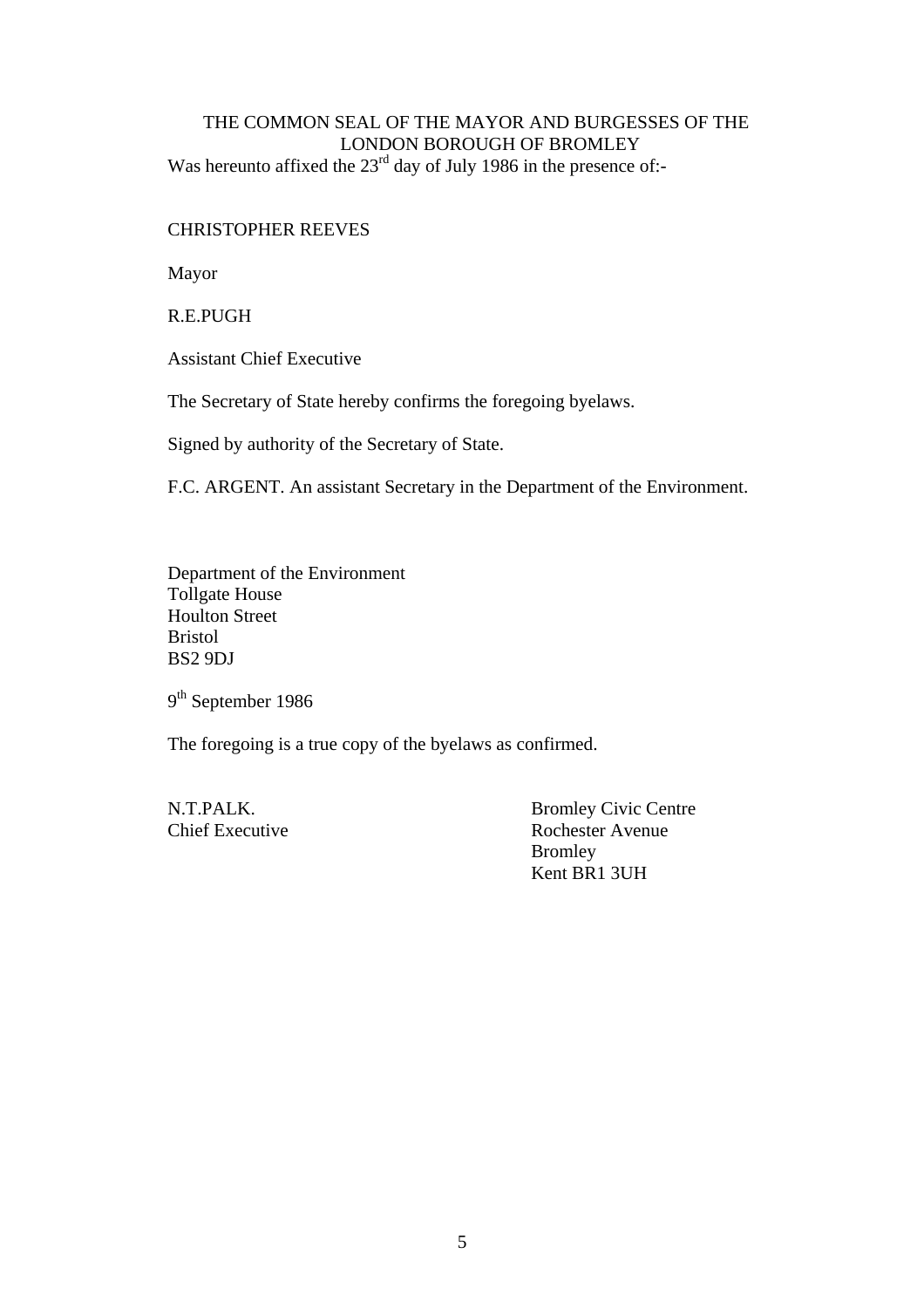THE COMMON SEAL OF THE MAYOR AND BURGESSES OF THE LONDON BOROUGH OF BROMLEY

Was hereunto affixed the 23rd day of July 1986 in the presence of:-

CHRISTOPHER REEVES

Mayor

R.E.PUGH

Assistant Chief Executive

The Secretary of State hereby confirms the foregoing byelaws.

Signed by authority of the Secretary of State.

F.C. ARGENT. An assistant Secretary in the Department of the Environment.

Department of the Environment
Tollgate House
Houlton Street
Bristol
BS2 9DJ

9th September 1986

The foregoing is a true copy of the byelaws as confirmed.

N.T.PALK.
Chief Executive

Bromley Civic Centre
Rochester Avenue
Bromley
Kent BR1 3UH